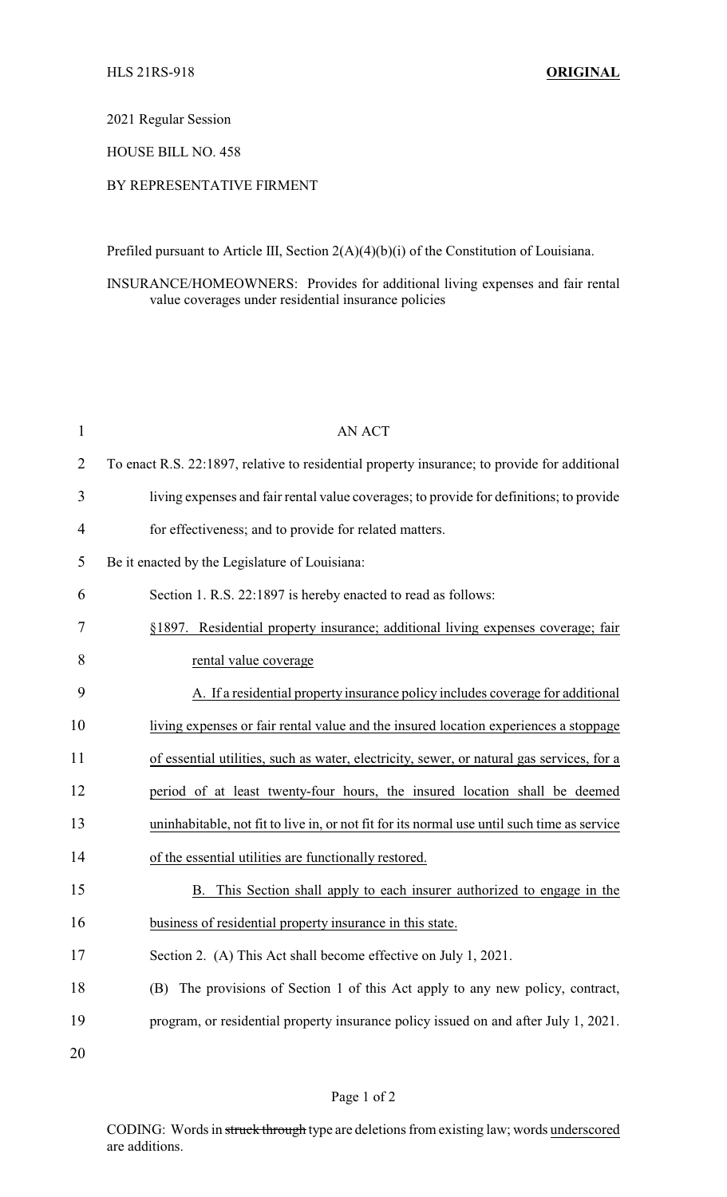HLS 21RS-918 **ORIGINAL**

2021 Regular Session

HOUSE BILL NO. 458

BY REPRESENTATIVE FIRMENT

Prefiled pursuant to Article III, Section 2(A)(4)(b)(i) of the Constitution of Louisiana.

INSURANCE/HOMEOWNERS: Provides for additional living expenses and fair rental value coverages under residential insurance policies

AN ACT

To enact R.S. 22:1897, relative to residential property insurance; to provide for additional living expenses and fair rental value coverages; to provide for definitions; to provide for effectiveness; and to provide for related matters.

Be it enacted by the Legislature of Louisiana:

Section 1. R.S. 22:1897 is hereby enacted to read as follows:

§1897. Residential property insurance; additional living expenses coverage; fair rental value coverage

A. If a residential property insurance policy includes coverage for additional living expenses or fair rental value and the insured location experiences a stoppage of essential utilities, such as water, electricity, sewer, or natural gas services, for a period of at least twenty-four hours, the insured location shall be deemed uninhabitable, not fit to live in, or not fit for its normal use until such time as service of the essential utilities are functionally restored.

B. This Section shall apply to each insurer authorized to engage in the business of residential property insurance in this state.

Section 2. (A) This Act shall become effective on July 1, 2021.

(B) The provisions of Section 1 of this Act apply to any new policy, contract, program, or residential property insurance policy issued on and after July 1, 2021.

CODING: Words in ~~struck through~~ type are deletions from existing law; words underscored are additions.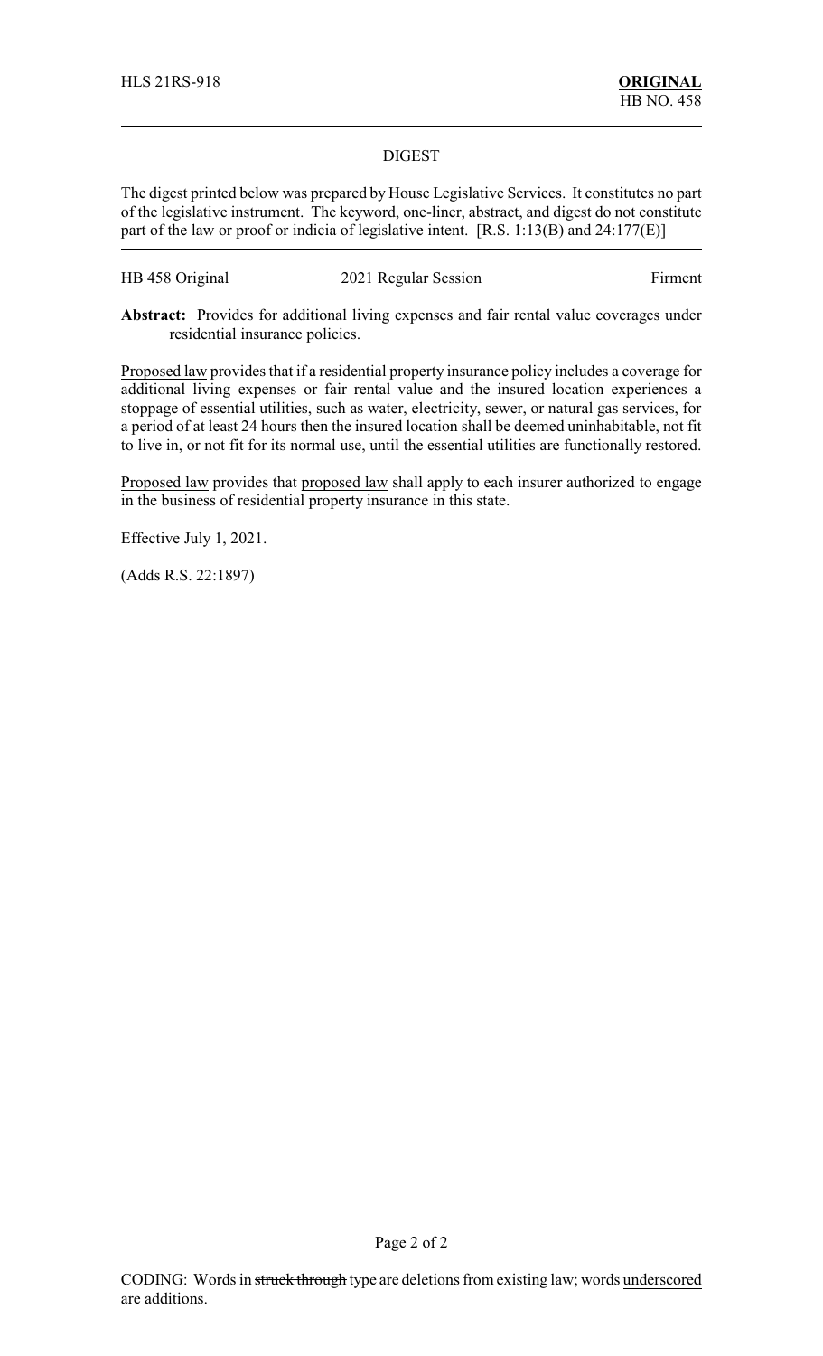HLS 21RS-918 **ORIGINAL**
HB NO. 458

## DIGEST

The digest printed below was prepared by House Legislative Services. It constitutes no part of the legislative instrument. The keyword, one-liner, abstract, and digest do not constitute part of the law or proof or indicia of legislative intent. [R.S. 1:13(B) and 24:177(E)]

HB 458 Original — 2021 Regular Session — Firment

**Abstract:** Provides for additional living expenses and fair rental value coverages under residential insurance policies.

Proposed law provides that if a residential property insurance policy includes a coverage for additional living expenses or fair rental value and the insured location experiences a stoppage of essential utilities, such as water, electricity, sewer, or natural gas services, for a period of at least 24 hours then the insured location shall be deemed uninhabitable, not fit to live in, or not fit for its normal use, until the essential utilities are functionally restored.

Proposed law provides that proposed law shall apply to each insurer authorized to engage in the business of residential property insurance in this state.

Effective July 1, 2021.

(Adds R.S. 22:1897)

CODING: Words in ~~struck through~~ type are deletions from existing law; words underscored are additions.